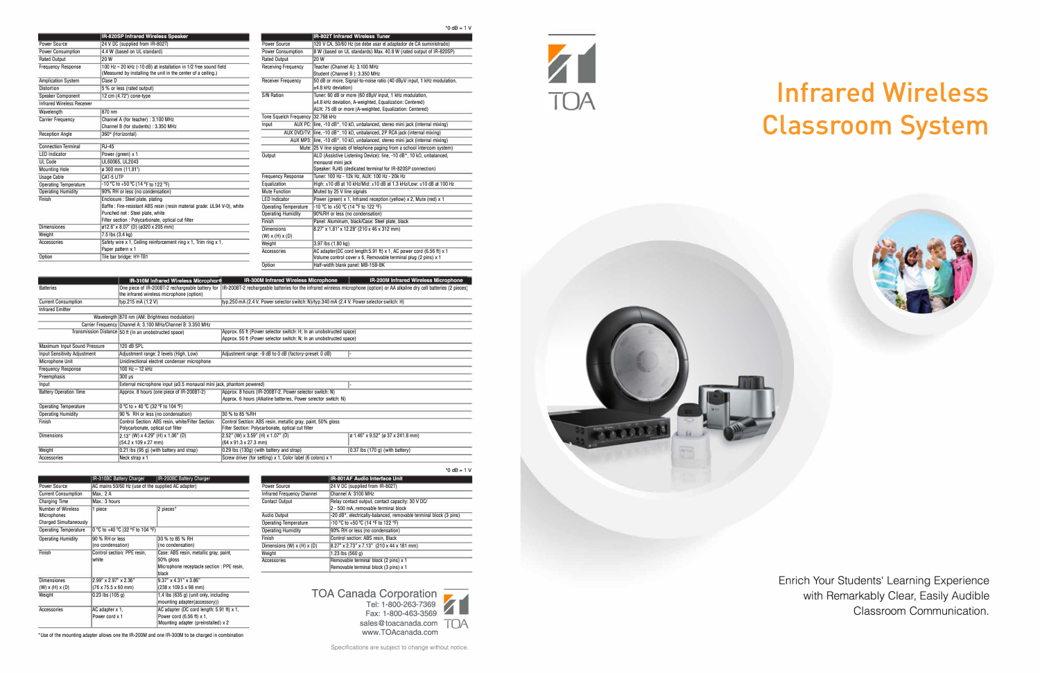# Infrared Wireless Classroom System

Enrich Your Students' Learning Experience with Remarkably Clear, Easily Audible Classroom Communication.

*0 dB = 1 V

| | IR-820SP Infrared Wireless Speaker |
|---|---|
| Power Source | 24 V DC (supplied from IR-802T) |
| Power Consumption | 4.4 W (based on UL standard) |
| Rated Output | 20 W |
| Frequency Response | 100 Hz – 20 kHz (-10 dB) at installation in 1/2 free sound field (Measured by installing the unit in the center of a ceiling.) |
| Amplication System | Class D |
| Distortion | 5 % or less (rated output) |
| Speaker Component | 12 cm (4.72") cone-type |
| Infrared Wireless Receiver | |
| Wavelength | 870 nm |
| Carrier Frequency | Channel A (for teacher) : 3.100 MHz<br>Channel B (for students) : 3.350 MHz |
| Reception Angle | 360° (Horizontal) |
| Connection Terminal | RJ-45 |
| LED Indicator | Power (green) x 1 |
| UL Code | UL60065, UL2043 |
| Mounting Hole | ø 300 mm (11.81") |
| Usage Cable | CAT-5 UTP |
| Operating Temperature | -10 °C to +50 °C (14 °F to 122 °F) |
| Operating Humidity | 90% RH or less (no condensation) |
| Finish | Enclosure : Steel plate, plating<br>Baffle : Fire-resistant ABS resin (resin material grade: UL94 V-0), white<br>Punched net : Steel plate, white<br>Filter section : Polycarbonate, optical cut filter |
| Dimensions | ø12.6" x 8.07" (D) (ø320 x 205 mm) |
| Weight | 7.5 lbs (3.4 kg) |
| Accessories | Safety wire x 1, Ceiling reinforcement ring x 1, Trim ring x 1, Paper pattern x 1 |
| Option | Tile bar bridge: HY-TB1 |

| | | IR-802T Infrared Wireless Tuner |
|---|---|---|
| Power Source | | 120 V CA, 50/60 Hz (se debe usar el adaptador de CA suministrado) |
| Power Consumption | | 8 W (based on UL standards) Max. 40.8 W (rated output of IR-820SP) |
| Rated Output | | 20 W |
| Receiving Frequency | | Teacher (Channel A): 3.100 MHz<br>Student (Channel B ): 3.350 MHz |
| Receiver Frequency | | 50 dB or more, Signal-to-noise ratio (40 dBµV input, 1 kHz modulation, ±4.8 kHz deviation) |
| S/N Ration | | Tuner: 60 dB or more (60 dBµV input, 1 kHz modulation, ±4.8 kHz deviation, A-weighted, Equalization: Centered)<br>AUX: 75 dB or more (A-weighted, Equalization: Centered) |
| Tone Squelch Frequency | | 32.768 kHz |
| Input | AUX PC: | line, -10 dB*, 10 kΩ, unbalanced, stereo mini jack (internal mixing) |
| | AUX DVD/TV: | line, -10 dB*, 10 kΩ, unbalanced, 2P RCA jack (internal mixing) |
| | AUX MP3: | line, -10 dB*, 10 kΩ, unbalanced, stereo mini jack (internal mixing) |
| | Mute: | 25 V line signals of telephone paging from a school intercom system) |
| Output | | ALD (Assistive Listening Device): line, -10 dB*, 10 kΩ, unbalanced, monaural mini jack<br>Speaker: RJ45 (dedicated terminal for IR-820SP connection) |
| Frequency Response | | Tuner: 100 Hz - 12k Hz, AUX: 100 Hz - 20k Hz |
| Equalization | | High: ±10 dB at 10 kHz/Mid: ±10 dB at 1.3 kHz/Low: ±10 dB at 100 Hz |
| Mute Function | | Muted by 25 V line signals |
| LED Indicator | | Power (green) x 1, Infrared reception (yellow) x 2, Mute (red) x 1 |
| Operating Temperature | | -10 °C to +50 °C (14 °F to 122 °F) |
| Operating Humidity | | 90%RH or less (no condensation) |
| Finish | | Panel: Aluminum, black/Case: Steel plate, black |
| Dimensions (W) x (H) x (D) | | 8.27" x 1.81" x 12.28" (210 x 46 x 312 mm) |
| Weight | | 3.97 lbs (1.80 kg) |
| Accessories | | AC adapter(DC cord length:5.91 ft) x 1, AC power cord (6.56 ft) x 1<br>Volume control cover x 6, Removable terminal plug (2 pins) x 1 |
| Option | | Half-width blank panel: MB-15B-BK |

| | | IR-310M Infrared Wireless Microphone | IR-300M Infrared Wireless Microphone | IR-200M Infrared Wireless Microphone |
|---|---|---|---|---|
| Batteries | | One piece of IR-200BT-2 rechargeable battery for the infrared wireless microphone (option) | IR-200BT-2 rechargeable batteries for the infrared wireless microphone (option) or AA alkaline dry cell batteries (2 pieces) | |
| Current Consumption | | typ.215 mA (1.2 V) | typ.250 mA (2.4 V, Power selector switch: N)/typ.340 mA (2.4 V, Power selector switch: H) | |
| Infrared Emitter | | | | |
| | Wavelength | 870 nm (AM: Brightness modulation) | | |
| | Carrier Frequency | Channel A: 3.100 MHz/Channel B: 3.350 MHz | | |
| | Transmission Distance | 50 ft (In an unobstructed space) | Approx. 65 ft (Power selector switch: H; In an unobstructed space)<br>Approx. 50 ft (Power selector switch: N; In an unobstructed space) | |
| Maximum Input Sound Pressure | | 120 dB SPL | | |
| Input Sensitivity Adjustment | | Adjustment range: 2 levels (High, Low) | Adjustment range: -9 dB to 0 dB (factory-preset: 0 dB) | - |
| Microphone Unit | | Unidirectional electret condenser microphone | | |
| Frequency Response | | 100 Hz – 12 kHz | | |
| Preemphasis | | 300 µs | | |
| Input | | External microphone input (ø3.5 monaural mini jack, phantom powered) | | - |
| Battery Operation Time | | Approx. 8 hours (one piece of IR-200BT-2) | Approx. 8 hours (IR-200BT-2, Power selector switch: N)<br>Approx. 6 hours (Alkaline batteries, Power selector switch: N) | |
| Operating Temperature | | 0 °C to + 40 °C (32 °F to 104 °F) | | |
| Operating Humidity | | 90 % RH or less (no condensation) | 30 % to 85 %RH | |
| Finish | | Control Section: ABS resin, white/Filter Section: Polycarbonate, optical cut filter | Control Section: ABS resin, metallic gray, paint, 50% gloss<br>Filter Section: Polycarbonate, optical cut filter | |
| Dimensions | | 2.13" (W) x 4.29" (H) x 1.06" (D)<br>(54.2 x 109 x 27 mm) | 2.52" (W) x 3.59" (H) x 1.07" (D)<br>(64 x 91.3 x 27.3 mm) | ø 1.46" x 9.52" (ø 37 x 241.8 mm) |
| Weight | | 0.21 lbs (95 g) (with battery and strap) | 0.29 lbs (130g) (with battery and strap) | 0.37 lbs (170 g) (with battery) |
| Accessories | | Neck strap x 1 | Screw driver (for setting) x 1, Color label (6 colors) x 1 | |

| | IR-310BC Battery Charger | IR-200BC Battery Charger |
|---|---|---|
| Power Source | AC mains 50/60 Hz (use of the supplied AC adapter) | |
| Current Consumption | Max.: 2 A | |
| Charging Time | Max.: 3 hours | |
| Number of Wireless Microphones Charged Simultaneously | 1 piece | 2 pieces* |
| Operating Temperature | 0 °C to +40 °C (32 °F to 104 °F) | |
| Operating Humidity | 90 % RH or less (no condensation) | 30 % to 85 % RH (no condensation) |
| Finish | Control section: PPE resin, white | Case: ABS resin, metallic gray, paint, 50% gloss<br>Microphone receptacle section : PPE resin, black |
| Dimensions (W) x (H) x (D) | 2.99" x 2.97" x 2.36" (76 x 75.5 x 60 mm) | 9.37" x 4.31" x 3.86" (238 x 109.5 x 98 mm) |
| Weight | 0.23 lbs (105 g) | 1.4 lbs (635 g) (unit only, including mounting adapter(accessory)) |
| Accessories | AC adapter x 1, Power cord x 1 | AC adapter (DC cord length: 5.91 ft) x 1, Power cord (6.56 ft) x 1, Mounting adapter (preinstalled) x 2 |

*Use of the mounting adapter allows one the IR-200M and one IR-300M to be charged in combination

*0 dB = 1 V

| | IR-801AF Audio Interface Unit |
|---|---|
| Power Source | 24 V DC (supplied from IR-802T) |
| Infrared Frequency Channel | Channel A: 3100 MHz |
| Contact Output | Relay contact output, contact capacity: 30 V DC/ 2 - 500 mA, removable terminal block |
| Audio Output | -20 dB*, electrically-balanced, removable terminal block (3 pins) |
| Operating Temperature | -10 °C to +50 °C (14 °F to 122 °F) |
| Operating Humidity | 90% RH or less (no condensation) |
| Finish | Control section: ABS resin, Black |
| Dimensions (W) x (H) x (D) | 8.27" x 2.73" x 7.13" (210 x 44 x 181 mm) |
| Weight | 1.23 lbs (560 g) |
| Accessories | Removable terminal block (2 pins) x 1<br>Removable terminal block (3 pins) x 1 |

TOA Canada Corporation
Tel: 1-800-263-7369
Fax: 1-800-463-3569
sales@toacanada.com
www.TOAcanada.com

Specifications are subject to change without notice.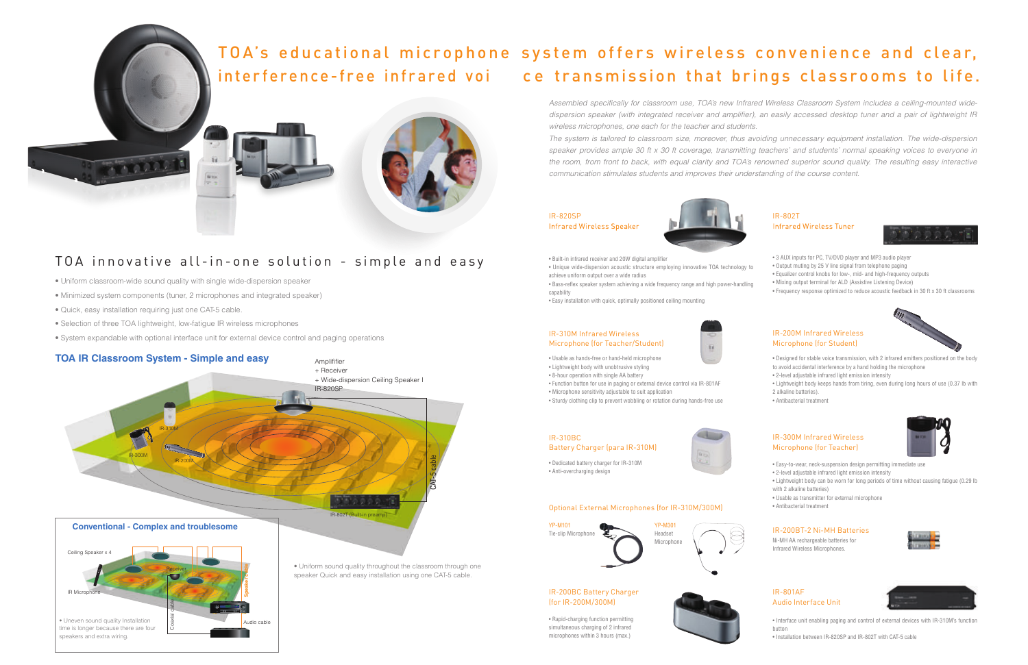# TOA's educational microphone system offers wireless convenience and clear, interference-free infrared voice transmission that brings classrooms to life.

*Assembled specifically for classroom use, TOA's new Infrared Wireless Classroom System includes a ceiling-mounted wide-dispersion speaker (with integrated receiver and amplifier), an easily accessed desktop tuner and a pair of lightweight IR wireless microphones, one each for the teacher and students.*

*The system is tailored to classroom size, moreover, thus avoiding unnecessary equipment installation. The wide-dispersion speaker provides ample 30 ft x 30 ft coverage, transmitting teachers' and students' normal speaking voices to everyone in the room, from front to back, with equal clarity and TOA's renowned superior sound quality. The resulting easy interactive communication stimulates students and improves their understanding of the course content.*

## TOA innovative all-in-one solution - simple and easy

- Uniform classroom-wide sound quality with single wide-dispersion speaker
- Minimized system components (tuner, 2 microphones and integrated speaker)
- Quick, easy installation requiring just one CAT-5 cable.
- Selection of three TOA lightweight, low-fatigue IR wireless microphones
- System expandable with optional interface unit for external device control and paging operations

### TOA IR Classroom System - Simple and easy

Amplifier + Receiver + Wide-dispersion Ceiling Speaker I IR-820SP

IR-310M

IR-300M

IR-200M

CAT-5 cable

IR-802T (Built-in preamp)

- Uniform sound quality throughout the classroom through one speaker Quick and easy installation using one CAT-5 cable.

### Conventional - Complex and troublesome

Ceiling Speaker x 4

Receiver

IR Microphone

Speaker cable

Coaxial cable

Audio cable

- Uneven sound quality Installation time is longer because there are four speakers and extra wiring.

### IR-820SP Infrared Wireless Speaker

- Built-in infrared receiver and 20W digital amplifier
- Unique wide-dispersion acoustic structure employing innovative TOA technology to achieve uniform output over a wide radius
- Bass-reflex speaker system achieving a wide frequency range and high power-handling capability
- Easy installation with quick, optimally positioned ceiling mounting

### IR-802T Infrared Wireless Tuner

- 3 AUX inputs for PC, TV/DVD player and MP3 audio player
- Output muting by 25 V line signal from telephone paging
- Equalizer control knobs for low-, mid- and high-frequency outputs
- Mixing output terminal for ALD (Assistive Listening Device)
- Frequency response optimized to reduce acoustic feedback in 30 ft x 30 ft classrooms

### IR-310M Infrared Wireless Microphone (for Teacher/Student)

- Usable as hands-free or hand-held microphone
- Lightweight body with unobtrusive styling
- 8-hour operation with single AA battery
- Function button for use in paging or external device control via IR-801AF
- Microphone sensitivity adjustable to suit application
- Sturdy clothing clip to prevent wobbling or rotation during hands-free use

### IR-200M Infrared Wireless Microphone (for Student)

- Designed for stable voice transmission, with 2 infrared emitters positioned on the body to avoid accidental interference by a hand holding the microphone
- 2-level adjustable infrared light emission intensity
- Lightweight body keeps hands from tiring, even during long hours of use (0.37 lb with 2 alkaline batteries).
- Antibacterial treatment

### IR-310BC Battery Charger (para IR-310M)

- Dedicated battery charger for IR-310M
- Anti-overcharging design

### IR-300M Infrared Wireless Microphone (for Teacher)

- Easy-to-wear, neck-suspension design permitting immediate use
- 2-level adjustable infrared light emission intensity
- Lightweight body can be worn for long periods of time without causing fatigue (0.29 lb with 2 alkaline batteries)
- Usable as transmitter for external microphone
- Antibacterial treatment

### Optional External Microphones (for IR-310M/300M)

YP-M101 Tie-clip Microphone

YP-M301 Headset Microphone

### IR-200BT-2 Ni-MH Batteries

Ni-MH AA rechargeable batteries for Infrared Wireless Microphones.

### IR-200BC Battery Charger (for IR-200M/300M)

- Rapid-charging function permitting simultaneous charging of 2 infrared microphones within 3 hours (max.)

### IR-801AF Audio Interface Unit

- Interface unit enabling paging and control of external devices with IR-310M's function button
- Installation between IR-820SP and IR-802T with CAT-5 cable